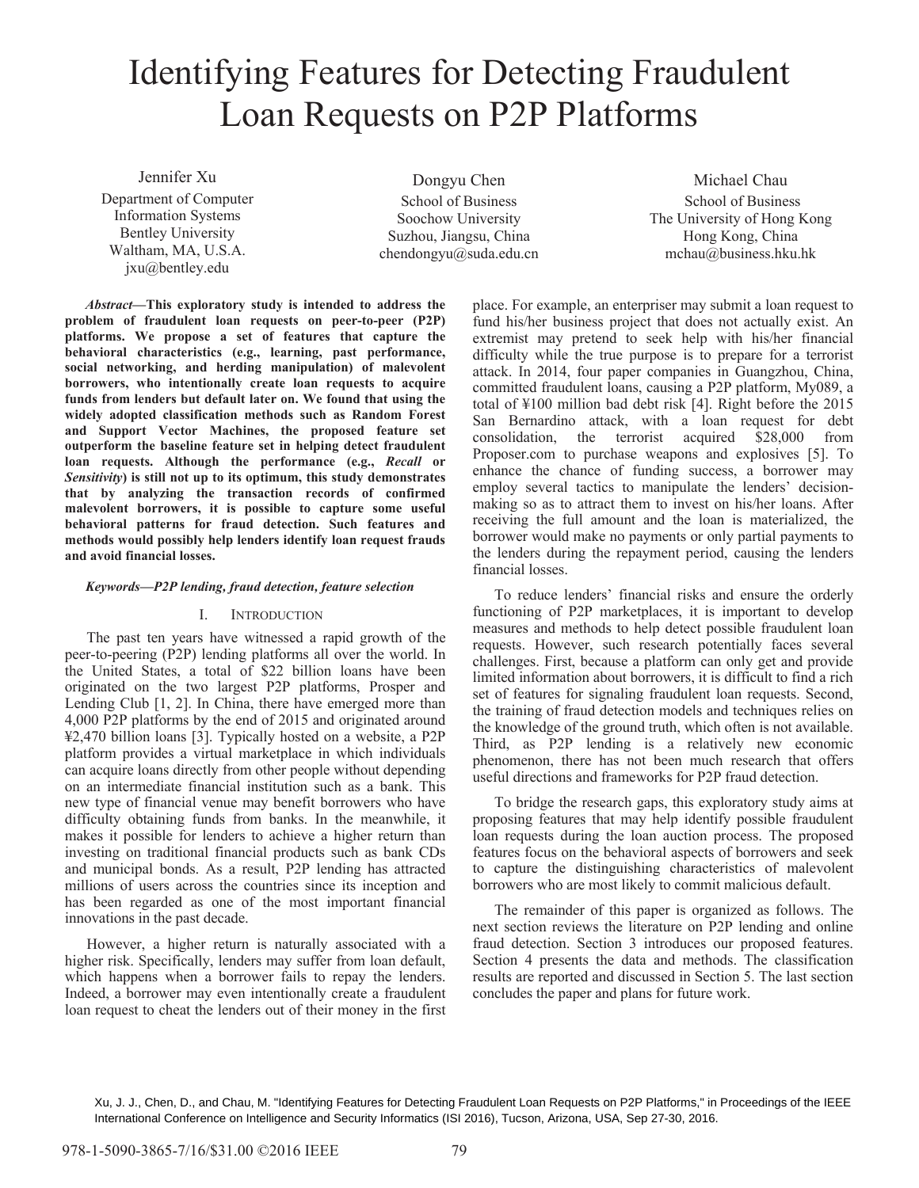# Identifying Features for Detecting Fraudulent Loan Requests on P2P Platforms

Jennifer Xu
Department of Computer Information Systems
Bentley University
Waltham, MA, U.S.A.
jxu@bentley.edu

Dongyu Chen
School of Business
Soochow University
Suzhou, Jiangsu, China
chendongyu@suda.edu.cn

Michael Chau
School of Business
The University of Hong Kong
Hong Kong, China
mchau@business.hku.hk

***Abstract*—This exploratory study is intended to address the problem of fraudulent loan requests on peer-to-peer (P2P) platforms. We propose a set of features that capture the behavioral characteristics (e.g., learning, past performance, social networking, and herding manipulation) of malevolent borrowers, who intentionally create loan requests to acquire funds from lenders but default later on. We found that using the widely adopted classification methods such as Random Forest and Support Vector Machines, the proposed feature set outperform the baseline feature set in helping detect fraudulent loan requests. Although the performance (e.g., *Recall* or *Sensitivity*) is still not up to its optimum, this study demonstrates that by analyzing the transaction records of confirmed malevolent borrowers, it is possible to capture some useful behavioral patterns for fraud detection. Such features and methods would possibly help lenders identify loan request frauds and avoid financial losses.**

***Keywords*—P2P lending, fraud detection, feature selection**

## I. Introduction

The past ten years have witnessed a rapid growth of the peer-to-peering (P2P) lending platforms all over the world. In the United States, a total of $22 billion loans have been originated on the two largest P2P platforms, Prosper and Lending Club [1, 2]. In China, there have emerged more than 4,000 P2P platforms by the end of 2015 and originated around ¥2,470 billion loans [3]. Typically hosted on a website, a P2P platform provides a virtual marketplace in which individuals can acquire loans directly from other people without depending on an intermediate financial institution such as a bank. This new type of financial venue may benefit borrowers who have difficulty obtaining funds from banks. In the meanwhile, it makes it possible for lenders to achieve a higher return than investing on traditional financial products such as bank CDs and municipal bonds. As a result, P2P lending has attracted millions of users across the countries since its inception and has been regarded as one of the most important financial innovations in the past decade.

However, a higher return is naturally associated with a higher risk. Specifically, lenders may suffer from loan default, which happens when a borrower fails to repay the lenders. Indeed, a borrower may even intentionally create a fraudulent loan request to cheat the lenders out of their money in the first place. For example, an enterpriser may submit a loan request to fund his/her business project that does not actually exist. An extremist may pretend to seek help with his/her financial difficulty while the true purpose is to prepare for a terrorist attack. In 2014, four paper companies in Guangzhou, China, committed fraudulent loans, causing a P2P platform, My089, a total of ¥100 million bad debt risk [4]. Right before the 2015 San Bernardino attack, with a loan request for debt consolidation, the terrorist acquired $28,000 from Proposer.com to purchase weapons and explosives [5]. To enhance the chance of funding success, a borrower may employ several tactics to manipulate the lenders' decision-making so as to attract them to invest on his/her loans. After receiving the full amount and the loan is materialized, the borrower would make no payments or only partial payments to the lenders during the repayment period, causing the lenders financial losses.

To reduce lenders' financial risks and ensure the orderly functioning of P2P marketplaces, it is important to develop measures and methods to help detect possible fraudulent loan requests. However, such research potentially faces several challenges. First, because a platform can only get and provide limited information about borrowers, it is difficult to find a rich set of features for signaling fraudulent loan requests. Second, the training of fraud detection models and techniques relies on the knowledge of the ground truth, which often is not available. Third, as P2P lending is a relatively new economic phenomenon, there has not been much research that offers useful directions and frameworks for P2P fraud detection.

To bridge the research gaps, this exploratory study aims at proposing features that may help identify possible fraudulent loan requests during the loan auction process. The proposed features focus on the behavioral aspects of borrowers and seek to capture the distinguishing characteristics of malevolent borrowers who are most likely to commit malicious default.

The remainder of this paper is organized as follows. The next section reviews the literature on P2P lending and online fraud detection. Section 3 introduces our proposed features. Section 4 presents the data and methods. The classification results are reported and discussed in Section 5. The last section concludes the paper and plans for future work.

Xu, J. J., Chen, D., and Chau, M. "Identifying Features for Detecting Fraudulent Loan Requests on P2P Platforms," in Proceedings of the IEEE International Conference on Intelligence and Security Informatics (ISI 2016), Tucson, Arizona, USA, Sep 27-30, 2016.

978-1-5090-3865-7/16/$31.00 ©2016 IEEE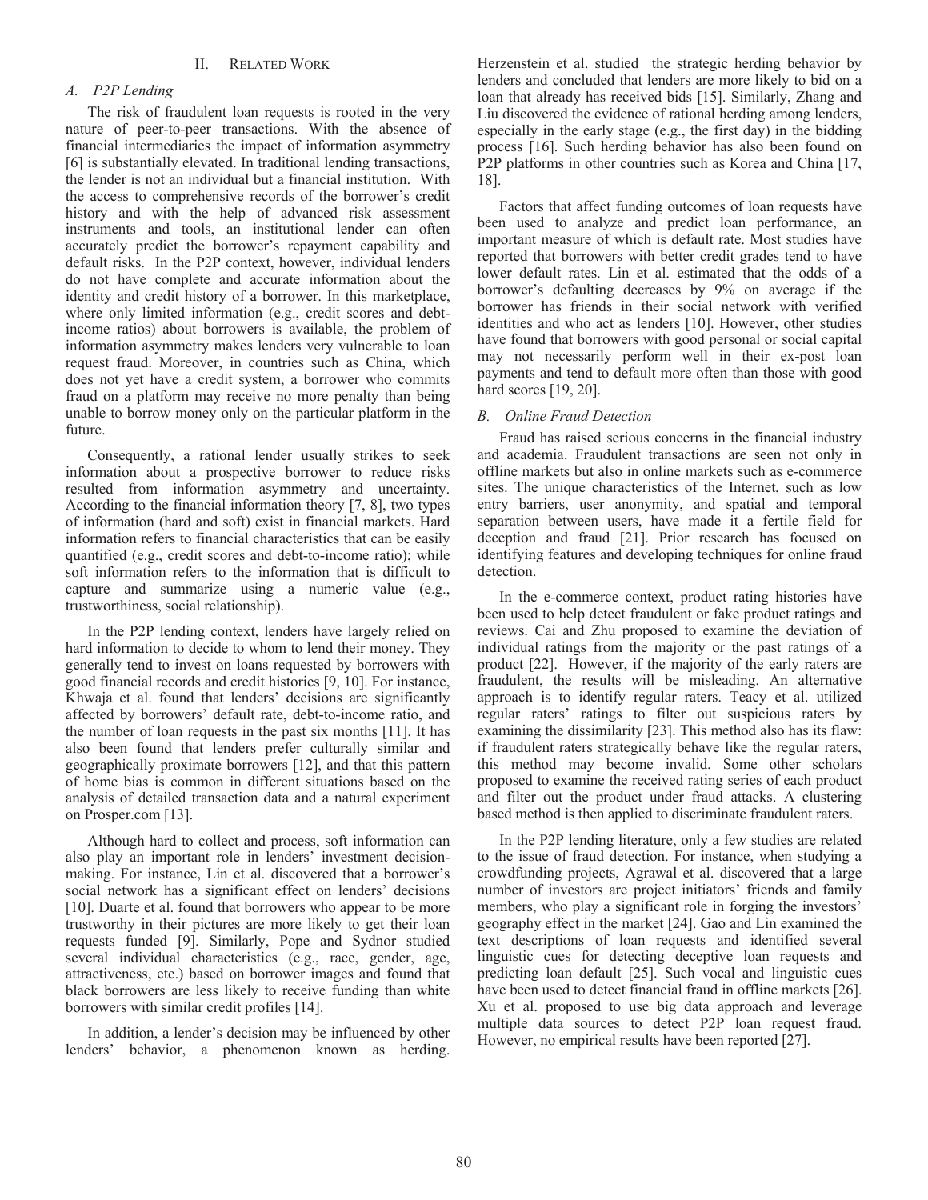## II. Related Work

### A. P2P Lending

The risk of fraudulent loan requests is rooted in the very nature of peer-to-peer transactions. With the absence of financial intermediaries the impact of information asymmetry [6] is substantially elevated. In traditional lending transactions, the lender is not an individual but a financial institution. With the access to comprehensive records of the borrower's credit history and with the help of advanced risk assessment instruments and tools, an institutional lender can often accurately predict the borrower's repayment capability and default risks. In the P2P context, however, individual lenders do not have complete and accurate information about the identity and credit history of a borrower. In this marketplace, where only limited information (e.g., credit scores and debt-income ratios) about borrowers is available, the problem of information asymmetry makes lenders very vulnerable to loan request fraud. Moreover, in countries such as China, which does not yet have a credit system, a borrower who commits fraud on a platform may receive no more penalty than being unable to borrow money only on the particular platform in the future.

Consequently, a rational lender usually strikes to seek information about a prospective borrower to reduce risks resulted from information asymmetry and uncertainty. According to the financial information theory [7, 8], two types of information (hard and soft) exist in financial markets. Hard information refers to financial characteristics that can be easily quantified (e.g., credit scores and debt-to-income ratio); while soft information refers to the information that is difficult to capture and summarize using a numeric value (e.g., trustworthiness, social relationship).

In the P2P lending context, lenders have largely relied on hard information to decide to whom to lend their money. They generally tend to invest on loans requested by borrowers with good financial records and credit histories [9, 10]. For instance, Khwaja et al. found that lenders' decisions are significantly affected by borrowers' default rate, debt-to-income ratio, and the number of loan requests in the past six months [11]. It has also been found that lenders prefer culturally similar and geographically proximate borrowers [12], and that this pattern of home bias is common in different situations based on the analysis of detailed transaction data and a natural experiment on Prosper.com [13].

Although hard to collect and process, soft information can also play an important role in lenders' investment decision-making. For instance, Lin et al. discovered that a borrower's social network has a significant effect on lenders' decisions [10]. Duarte et al. found that borrowers who appear to be more trustworthy in their pictures are more likely to get their loan requests funded [9]. Similarly, Pope and Sydnor studied several individual characteristics (e.g., race, gender, age, attractiveness, etc.) based on borrower images and found that black borrowers are less likely to receive funding than white borrowers with similar credit profiles [14].

In addition, a lender's decision may be influenced by other lenders' behavior, a phenomenon known as herding. Herzenstein et al. studied the strategic herding behavior by lenders and concluded that lenders are more likely to bid on a loan that already has received bids [15]. Similarly, Zhang and Liu discovered the evidence of rational herding among lenders, especially in the early stage (e.g., the first day) in the bidding process [16]. Such herding behavior has also been found on P2P platforms in other countries such as Korea and China [17, 18].

Factors that affect funding outcomes of loan requests have been used to analyze and predict loan performance, an important measure of which is default rate. Most studies have reported that borrowers with better credit grades tend to have lower default rates. Lin et al. estimated that the odds of a borrower's defaulting decreases by 9% on average if the borrower has friends in their social network with verified identities and who act as lenders [10]. However, other studies have found that borrowers with good personal or social capital may not necessarily perform well in their ex-post loan payments and tend to default more often than those with good hard scores [19, 20].

### B. Online Fraud Detection

Fraud has raised serious concerns in the financial industry and academia. Fraudulent transactions are seen not only in offline markets but also in online markets such as e-commerce sites. The unique characteristics of the Internet, such as low entry barriers, user anonymity, and spatial and temporal separation between users, have made it a fertile field for deception and fraud [21]. Prior research has focused on identifying features and developing techniques for online fraud detection.

In the e-commerce context, product rating histories have been used to help detect fraudulent or fake product ratings and reviews. Cai and Zhu proposed to examine the deviation of individual ratings from the majority or the past ratings of a product [22]. However, if the majority of the early raters are fraudulent, the results will be misleading. An alternative approach is to identify regular raters. Teacy et al. utilized regular raters' ratings to filter out suspicious raters by examining the dissimilarity [23]. This method also has its flaw: if fraudulent raters strategically behave like the regular raters, this method may become invalid. Some other scholars proposed to examine the received rating series of each product and filter out the product under fraud attacks. A clustering based method is then applied to discriminate fraudulent raters.

In the P2P lending literature, only a few studies are related to the issue of fraud detection. For instance, when studying a crowdfunding projects, Agrawal et al. discovered that a large number of investors are project initiators' friends and family members, who play a significant role in forging the investors' geography effect in the market [24]. Gao and Lin examined the text descriptions of loan requests and identified several linguistic cues for detecting deceptive loan requests and predicting loan default [25]. Such vocal and linguistic cues have been used to detect financial fraud in offline markets [26]. Xu et al. proposed to use big data approach and leverage multiple data sources to detect P2P loan request fraud. However, no empirical results have been reported [27].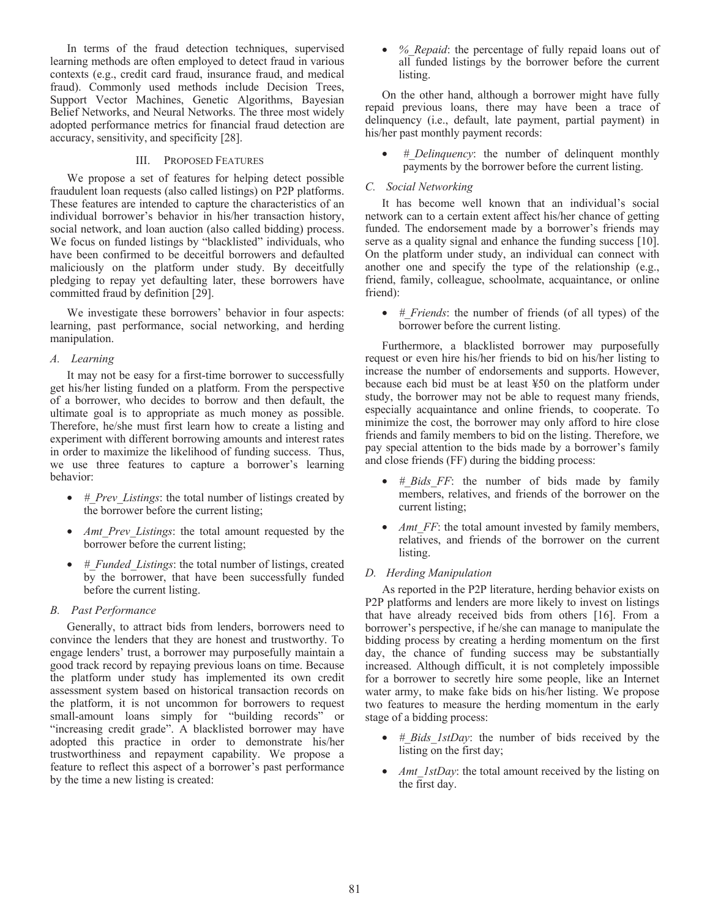In terms of the fraud detection techniques, supervised learning methods are often employed to detect fraud in various contexts (e.g., credit card fraud, insurance fraud, and medical fraud). Commonly used methods include Decision Trees, Support Vector Machines, Genetic Algorithms, Bayesian Belief Networks, and Neural Networks. The three most widely adopted performance metrics for financial fraud detection are accuracy, sensitivity, and specificity [28].

## III. Proposed Features

We propose a set of features for helping detect possible fraudulent loan requests (also called listings) on P2P platforms. These features are intended to capture the characteristics of an individual borrower's behavior in his/her transaction history, social network, and loan auction (also called bidding) process. We focus on funded listings by "blacklisted" individuals, who have been confirmed to be deceitful borrowers and defaulted maliciously on the platform under study. By deceitfully pledging to repay yet defaulting later, these borrowers have committed fraud by definition [29].

We investigate these borrowers' behavior in four aspects: learning, past performance, social networking, and herding manipulation.

### A. Learning

It may not be easy for a first-time borrower to successfully get his/her listing funded on a platform. From the perspective of a borrower, who decides to borrow and then default, the ultimate goal is to appropriate as much money as possible. Therefore, he/she must first learn how to create a listing and experiment with different borrowing amounts and interest rates in order to maximize the likelihood of funding success. Thus, we use three features to capture a borrower's learning behavior:

- *#_Prev_Listings*: the total number of listings created by the borrower before the current listing;
- *Amt_Prev_Listings*: the total amount requested by the borrower before the current listing;
- *#_Funded_Listings*: the total number of listings, created by the borrower, that have been successfully funded before the current listing.

### B. Past Performance

Generally, to attract bids from lenders, borrowers need to convince the lenders that they are honest and trustworthy. To engage lenders' trust, a borrower may purposefully maintain a good track record by repaying previous loans on time. Because the platform under study has implemented its own credit assessment system based on historical transaction records on the platform, it is not uncommon for borrowers to request small-amount loans simply for "building records" or "increasing credit grade". A blacklisted borrower may have adopted this practice in order to demonstrate his/her trustworthiness and repayment capability. We propose a feature to reflect this aspect of a borrower's past performance by the time a new listing is created:

- *%_Repaid*: the percentage of fully repaid loans out of all funded listings by the borrower before the current listing.

On the other hand, although a borrower might have fully repaid previous loans, there may have been a trace of delinquency (i.e., default, late payment, partial payment) in his/her past monthly payment records:

- *#_Delinquency*: the number of delinquent monthly payments by the borrower before the current listing.

### C. Social Networking

It has become well known that an individual's social network can to a certain extent affect his/her chance of getting funded. The endorsement made by a borrower's friends may serve as a quality signal and enhance the funding success [10]. On the platform under study, an individual can connect with another one and specify the type of the relationship (e.g., friend, family, colleague, schoolmate, acquaintance, or online friend):

- *#_Friends*: the number of friends (of all types) of the borrower before the current listing.

Furthermore, a blacklisted borrower may purposefully request or even hire his/her friends to bid on his/her listing to increase the number of endorsements and supports. However, because each bid must be at least ¥50 on the platform under study, the borrower may not be able to request many friends, especially acquaintance and online friends, to cooperate. To minimize the cost, the borrower may only afford to hire close friends and family members to bid on the listing. Therefore, we pay special attention to the bids made by a borrower's family and close friends (FF) during the bidding process:

- *#_Bids_FF*: the number of bids made by family members, relatives, and friends of the borrower on the current listing;
- *Amt_FF*: the total amount invested by family members, relatives, and friends of the borrower on the current listing.

### D. Herding Manipulation

As reported in the P2P literature, herding behavior exists on P2P platforms and lenders are more likely to invest on listings that have already received bids from others [16]. From a borrower's perspective, if he/she can manage to manipulate the bidding process by creating a herding momentum on the first day, the chance of funding success may be substantially increased. Although difficult, it is not completely impossible for a borrower to secretly hire some people, like an Internet water army, to make fake bids on his/her listing. We propose two features to measure the herding momentum in the early stage of a bidding process:

- *#_Bids_1stDay*: the number of bids received by the listing on the first day;
- *Amt_1stDay*: the total amount received by the listing on the first day.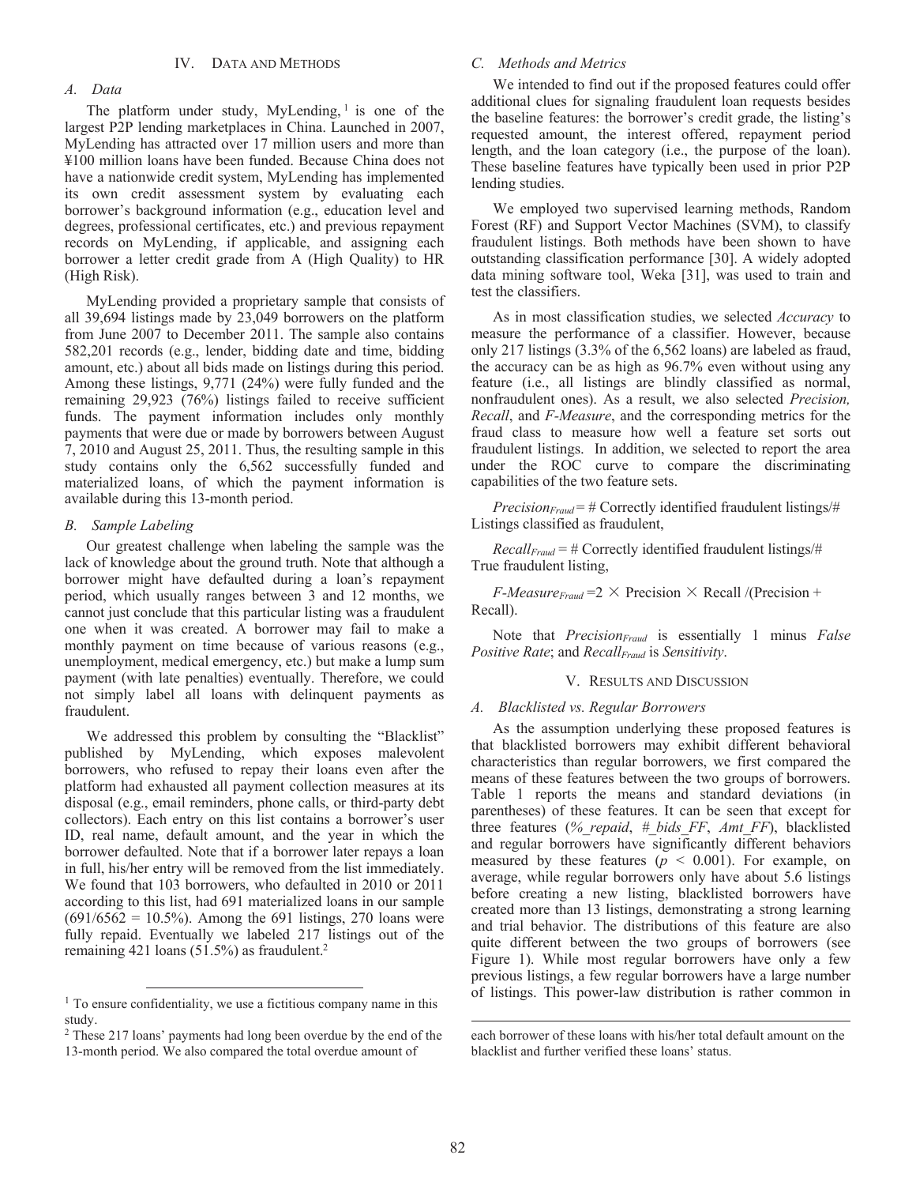## IV. DATA AND METHODS

### A. Data

The platform under study, MyLending, [1] is one of the largest P2P lending marketplaces in China. Launched in 2007, MyLending has attracted over 17 million users and more than ¥100 million loans have been funded. Because China does not have a nationwide credit system, MyLending has implemented its own credit assessment system by evaluating each borrower's background information (e.g., education level and degrees, professional certificates, etc.) and previous repayment records on MyLending, if applicable, and assigning each borrower a letter credit grade from A (High Quality) to HR (High Risk).

MyLending provided a proprietary sample that consists of all 39,694 listings made by 23,049 borrowers on the platform from June 2007 to December 2011. The sample also contains 582,201 records (e.g., lender, bidding date and time, bidding amount, etc.) about all bids made on listings during this period. Among these listings, 9,771 (24%) were fully funded and the remaining 29,923 (76%) listings failed to receive sufficient funds. The payment information includes only monthly payments that were due or made by borrowers between August 7, 2010 and August 25, 2011. Thus, the resulting sample in this study contains only the 6,562 successfully funded and materialized loans, of which the payment information is available during this 13-month period.

### B. Sample Labeling

Our greatest challenge when labeling the sample was the lack of knowledge about the ground truth. Note that although a borrower might have defaulted during a loan's repayment period, which usually ranges between 3 and 12 months, we cannot just conclude that this particular listing was a fraudulent one when it was created. A borrower may fail to make a monthly payment on time because of various reasons (e.g., unemployment, medical emergency, etc.) but make a lump sum payment (with late penalties) eventually. Therefore, we could not simply label all loans with delinquent payments as fraudulent.

We addressed this problem by consulting the "Blacklist" published by MyLending, which exposes malevolent borrowers, who refused to repay their loans even after the platform had exhausted all payment collection measures at its disposal (e.g., email reminders, phone calls, or third-party debt collectors). Each entry on this list contains a borrower's user ID, real name, default amount, and the year in which the borrower defaulted. Note that if a borrower later repays a loan in full, his/her entry will be removed from the list immediately. We found that 103 borrowers, who defaulted in 2010 or 2011 according to this list, had 691 materialized loans in our sample (691/6562 = 10.5%). Among the 691 listings, 270 loans were fully repaid. Eventually we labeled 217 listings out of the remaining 421 loans (51.5%) as fraudulent.[2]

### C. Methods and Metrics

We intended to find out if the proposed features could offer additional clues for signaling fraudulent loan requests besides the baseline features: the borrower's credit grade, the listing's requested amount, the interest offered, repayment period length, and the loan category (i.e., the purpose of the loan). These baseline features have typically been used in prior P2P lending studies.

We employed two supervised learning methods, Random Forest (RF) and Support Vector Machines (SVM), to classify fraudulent listings. Both methods have been shown to have outstanding classification performance [30]. A widely adopted data mining software tool, Weka [31], was used to train and test the classifiers.

As in most classification studies, we selected *Accuracy* to measure the performance of a classifier. However, because only 217 listings (3.3% of the 6,562 loans) are labeled as fraud, the accuracy can be as high as 96.7% even without using any feature (i.e., all listings are blindly classified as normal, nonfraudulent ones). As a result, we also selected *Precision, Recall*, and *F-Measure*, and the corresponding metrics for the fraud class to measure how well a feature set sorts out fraudulent listings. In addition, we selected to report the area under the ROC curve to compare the discriminating capabilities of the two feature sets.

$Precision_{Fraud}$ = # Correctly identified fraudulent listings/# Listings classified as fraudulent,

$Recall_{Fraud}$ = # Correctly identified fraudulent listings/# True fraudulent listing,

$F\text{-}Measure_{Fraud} = 2 \times \text{Precision} \times \text{Recall} / (\text{Precision} + \text{Recall})$.

Note that $Precision_{Fraud}$ is essentially 1 minus *False Positive Rate*; and $Recall_{Fraud}$ is *Sensitivity*.

## V. RESULTS AND DISCUSSION

### A. Blacklisted vs. Regular Borrowers

As the assumption underlying these proposed features is that blacklisted borrowers may exhibit different behavioral characteristics than regular borrowers, we first compared the means of these features between the two groups of borrowers. Table 1 reports the means and standard deviations (in parentheses) of these features. It can be seen that except for three features (*%_repaid*, *#_bids_FF*, *Amt_FF*), blacklisted and regular borrowers have significantly different behaviors measured by these features ($p < 0.001$). For example, on average, while regular borrowers only have about 5.6 listings before creating a new listing, blacklisted borrowers have created more than 13 listings, demonstrating a strong learning and trial behavior. The distributions of this feature are also quite different between the two groups of borrowers (see Figure 1). While most regular borrowers have only a few previous listings, a few regular borrowers have a large number of listings. This power-law distribution is rather common in

---

[1] To ensure confidentiality, we use a fictitious company name in this study.

[2] These 217 loans' payments had long been overdue by the end of the 13-month period. We also compared the total overdue amount of each borrower of these loans with his/her total default amount on the blacklist and further verified these loans' status.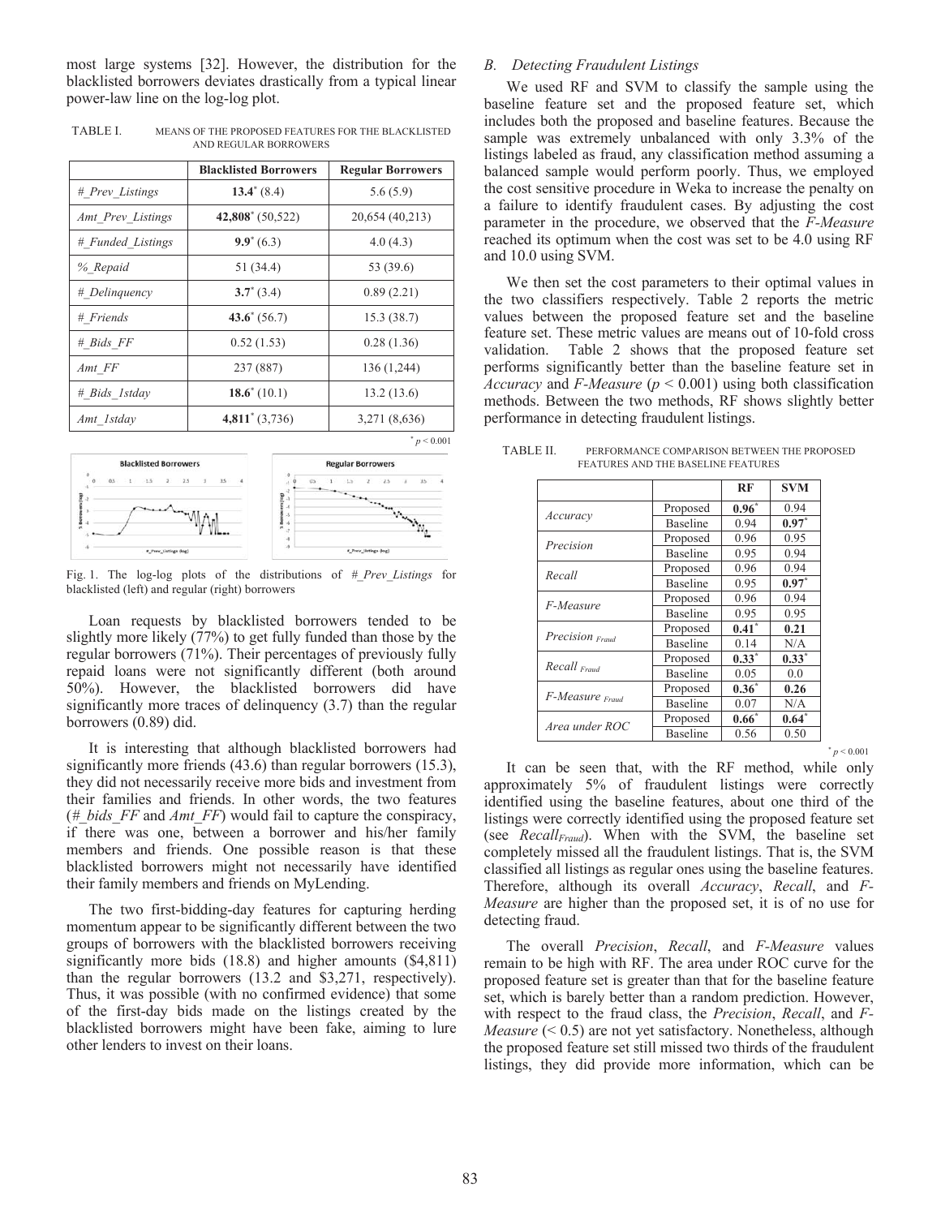most large systems [32]. However, the distribution for the blacklisted borrowers deviates drastically from a typical linear power-law line on the log-log plot.

TABLE I. MEANS OF THE PROPOSED FEATURES FOR THE BLACKLISTED AND REGULAR BORROWERS

| | Blacklisted Borrowers | Regular Borrowers |
|---|---|---|
| *#_Prev_Listings* | **13.4**\* (8.4) | 5.6 (5.9) |
| *Amt_Prev_Listings* | **42,808**\* (50,522) | 20,654 (40,213) |
| *#_Funded_Listings* | **9.9**\* (6.3) | 4.0 (4.3) |
| *%_Repaid* | 51 (34.4) | 53 (39.6) |
| *#_Delinquency* | **3.7**\* (3.4) | 0.89 (2.21) |
| *#_Friends* | **43.6**\* (56.7) | 15.3 (38.7) |
| *#_Bids_FF* | 0.52 (1.53) | 0.28 (1.36) |
| *Amt_FF* | 237 (887) | 136 (1,244) |
| *#_Bids_1stday* | **18.6**\* (10.1) | 13.2 (13.6) |
| *Amt_1stday* | **4,811**\* (3,736) | 3,271 (8,636) |

\* $p < 0.001$

Fig. 1. The log-log plots of the distributions of *#_Prev_Listings* for blacklisted (left) and regular (right) borrowers

Loan requests by blacklisted borrowers tended to be slightly more likely (77%) to get fully funded than those by the regular borrowers (71%). Their percentages of previously fully repaid loans were not significantly different (both around 50%). However, the blacklisted borrowers did have significantly more traces of delinquency (3.7) than the regular borrowers (0.89) did.

It is interesting that although blacklisted borrowers had significantly more friends (43.6) than regular borrowers (15.3), they did not necessarily receive more bids and investment from their families and friends. In other words, the two features (*#_bids_FF* and *Amt_FF*) would fail to capture the conspiracy, if there was one, between a borrower and his/her family members and friends. One possible reason is that these blacklisted borrowers might not necessarily have identified their family members and friends on MyLending.

The two first-bidding-day features for capturing herding momentum appear to be significantly different between the two groups of borrowers with the blacklisted borrowers receiving significantly more bids (18.8) and higher amounts ($4,811) than the regular borrowers (13.2 and $3,271, respectively). Thus, it was possible (with no confirmed evidence) that some of the first-day bids made on the listings created by the blacklisted borrowers might have been fake, aiming to lure other lenders to invest on their loans.

### B. Detecting Fraudulent Listings

We used RF and SVM to classify the sample using the baseline feature set and the proposed feature set, which includes both the proposed and baseline features. Because the sample was extremely unbalanced with only 3.3% of the listings labeled as fraud, any classification method assuming a balanced sample would perform poorly. Thus, we employed the cost sensitive procedure in Weka to increase the penalty on a failure to identify fraudulent cases. By adjusting the cost parameter in the procedure, we observed that the *F-Measure* reached its optimum when the cost was set to be 4.0 using RF and 10.0 using SVM.

We then set the cost parameters to their optimal values in the two classifiers respectively. Table 2 reports the metric values between the proposed feature set and the baseline feature set. These metric values are means out of 10-fold cross validation. Table 2 shows that the proposed feature set performs significantly better than the baseline feature set in *Accuracy* and *F-Measure* ($p < 0.001$) using both classification methods. Between the two methods, RF shows slightly better performance in detecting fraudulent listings.

TABLE II. PERFORMANCE COMPARISON BETWEEN THE PROPOSED FEATURES AND THE BASELINE FEATURES

| | | RF | SVM |
|---|---|---|---|
| *Accuracy* | Proposed | **0.96**\* | 0.94 |
| | Baseline | 0.94 | **0.97**\* |
| *Precision* | Proposed | 0.96 | 0.95 |
| | Baseline | 0.95 | 0.94 |
| *Recall* | Proposed | 0.96 | 0.94 |
| | Baseline | 0.95 | **0.97**\* |
| *F-Measure* | Proposed | 0.96 | 0.94 |
| | Baseline | 0.95 | 0.95 |
| *Precision $_{Fraud}$* | Proposed | **0.41**\* | **0.21** |
| | Baseline | 0.14 | N/A |
| *Recall $_{Fraud}$* | Proposed | **0.33**\* | **0.33**\* |
| | Baseline | 0.05 | 0.0 |
| *F-Measure $_{Fraud}$* | Proposed | **0.36**\* | **0.26** |
| | Baseline | 0.07 | N/A |
| *Area under ROC* | Proposed | **0.66**\* | **0.64**\* |
| | Baseline | 0.56 | 0.50 |

\* $p < 0.001$

It can be seen that, with the RF method, while only approximately 5% of fraudulent listings were correctly identified using the baseline features, about one third of the listings were correctly identified using the proposed feature set (see *Recall$_{Fraud}$*). When with the SVM, the baseline set completely missed all the fraudulent listings. That is, the SVM classified all listings as regular ones using the baseline features. Therefore, although its overall *Accuracy*, *Recall*, and *F-Measure* are higher than the proposed set, it is of no use for detecting fraud.

The overall *Precision*, *Recall*, and *F-Measure* values remain to be high with RF. The area under ROC curve for the proposed feature set is greater than that for the baseline feature set, which is barely better than a random prediction. However, with respect to the fraud class, the *Precision*, *Recall*, and *F-Measure* (< 0.5) are not yet satisfactory. Nonetheless, although the proposed feature set still missed two thirds of the fraudulent listings, they did provide more information, which can be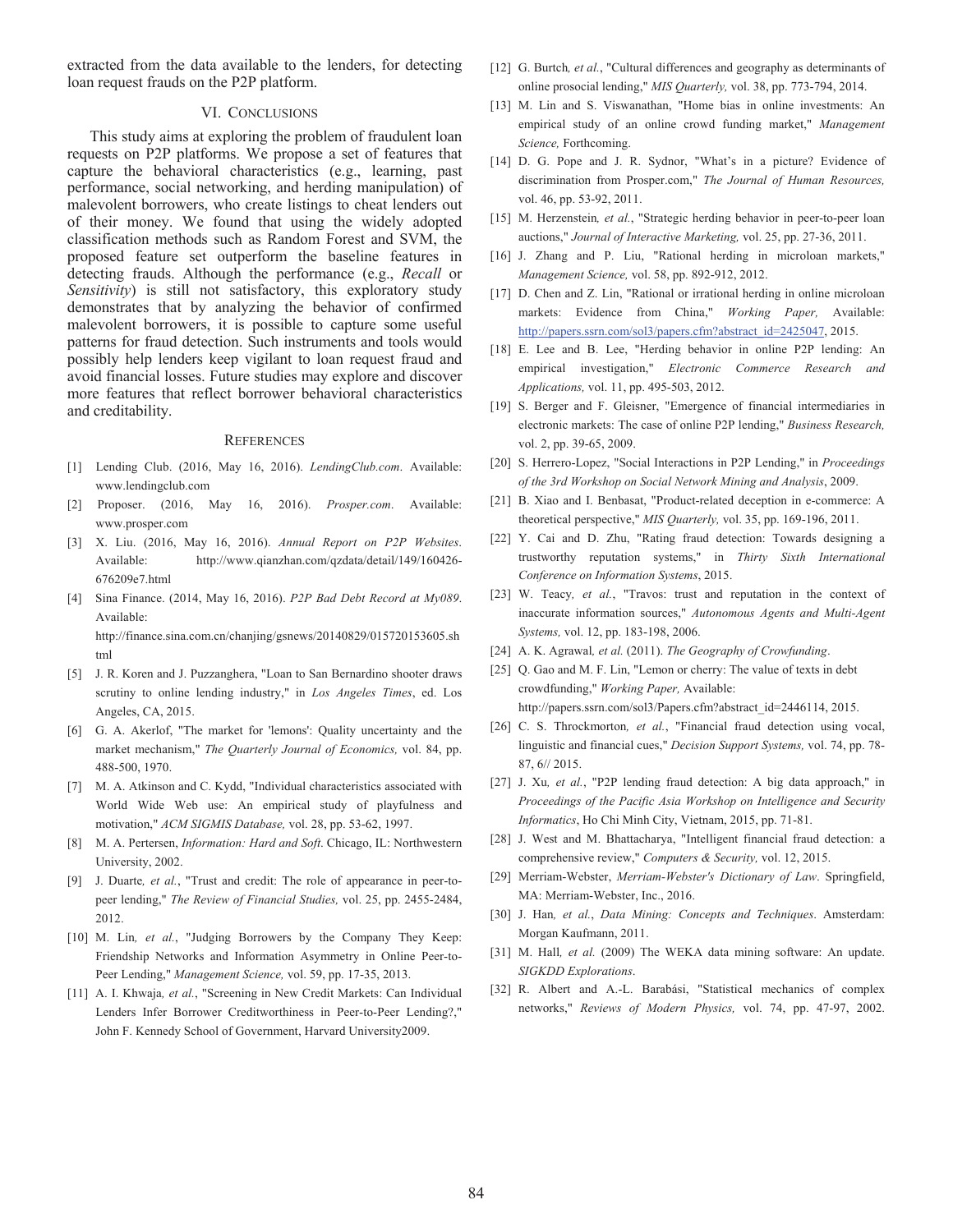extracted from the data available to the lenders, for detecting loan request frauds on the P2P platform.

## VI. Conclusions

This study aims at exploring the problem of fraudulent loan requests on P2P platforms. We propose a set of features that capture the behavioral characteristics (e.g., learning, past performance, social networking, and herding manipulation) of malevolent borrowers, who create listings to cheat lenders out of their money. We found that using the widely adopted classification methods such as Random Forest and SVM, the proposed feature set outperform the baseline features in detecting frauds. Although the performance (e.g., *Recall* or *Sensitivity*) is still not satisfactory, this exploratory study demonstrates that by analyzing the behavior of confirmed malevolent borrowers, it is possible to capture some useful patterns for fraud detection. Such instruments and tools would possibly help lenders keep vigilant to loan request fraud and avoid financial losses. Future studies may explore and discover more features that reflect borrower behavioral characteristics and creditability.

## References

[1] Lending Club. (2016, May 16, 2016). *LendingClub.com*. Available: www.lendingclub.com

[2] Proposer. (2016, May 16, 2016). *Prosper.com*. Available: www.prosper.com

[3] X. Liu. (2016, May 16, 2016). *Annual Report on P2P Websites*. Available: http://www.qianzhan.com/qzdata/detail/149/160426-676209e7.html

[4] Sina Finance. (2014, May 16, 2016). *P2P Bad Debt Record at My089*. Available: http://finance.sina.com.cn/chanjing/gsnews/20140829/015720153605.shtml

[5] J. R. Koren and J. Puzzanghera, "Loan to San Bernardino shooter draws scrutiny to online lending industry," in *Los Angeles Times*, ed. Los Angeles, CA, 2015.

[6] G. A. Akerlof, "The market for 'lemons': Quality uncertainty and the market mechanism," *The Quarterly Journal of Economics,* vol. 84, pp. 488-500, 1970.

[7] M. A. Atkinson and C. Kydd, "Individual characteristics associated with World Wide Web use: An empirical study of playfulness and motivation," *ACM SIGMIS Database,* vol. 28, pp. 53-62, 1997.

[8] M. A. Pertersen, *Information: Hard and Soft*. Chicago, IL: Northwestern University, 2002.

[9] J. Duarte*, et al.*, "Trust and credit: The role of appearance in peer-to-peer lending," *The Review of Financial Studies,* vol. 25, pp. 2455-2484, 2012.

[10] M. Lin*, et al.*, "Judging Borrowers by the Company They Keep: Friendship Networks and Information Asymmetry in Online Peer-to-Peer Lending," *Management Science,* vol. 59, pp. 17-35, 2013.

[11] A. I. Khwaja*, et al.*, "Screening in New Credit Markets: Can Individual Lenders Infer Borrower Creditworthiness in Peer-to-Peer Lending?," John F. Kennedy School of Government, Harvard University2009.

[12] G. Burtch*, et al.*, "Cultural differences and geography as determinants of online prosocial lending," *MIS Quarterly,* vol. 38, pp. 773-794, 2014.

[13] M. Lin and S. Viswanathan, "Home bias in online investments: An empirical study of an online crowd funding market," *Management Science,* Forthcoming.

[14] D. G. Pope and J. R. Sydnor, "What's in a picture? Evidence of discrimination from Prosper.com," *The Journal of Human Resources,* vol. 46, pp. 53-92, 2011.

[15] M. Herzenstein*, et al.*, "Strategic herding behavior in peer-to-peer loan auctions," *Journal of Interactive Marketing,* vol. 25, pp. 27-36, 2011.

[16] J. Zhang and P. Liu, "Rational herding in microloan markets," *Management Science,* vol. 58, pp. 892-912, 2012.

[17] D. Chen and Z. Lin, "Rational or irrational herding in online microloan markets: Evidence from China," *Working Paper,* Available: http://papers.ssrn.com/sol3/papers.cfm?abstract_id=2425047, 2015.

[18] E. Lee and B. Lee, "Herding behavior in online P2P lending: An empirical investigation," *Electronic Commerce Research and Applications,* vol. 11, pp. 495-503, 2012.

[19] S. Berger and F. Gleisner, "Emergence of financial intermediaries in electronic markets: The case of online P2P lending," *Business Research,* vol. 2, pp. 39-65, 2009.

[20] S. Herrero-Lopez, "Social Interactions in P2P Lending," in *Proceedings of the 3rd Workshop on Social Network Mining and Analysis*, 2009.

[21] B. Xiao and I. Benbasat, "Product-related deception in e-commerce: A theoretical perspective," *MIS Quarterly,* vol. 35, pp. 169-196, 2011.

[22] Y. Cai and D. Zhu, "Rating fraud detection: Towards designing a trustworthy reputation systems," in *Thirty Sixth International Conference on Information Systems*, 2015.

[23] W. Teacy*, et al.*, "Travos: trust and reputation in the context of inaccurate information sources," *Autonomous Agents and Multi-Agent Systems,* vol. 12, pp. 183-198, 2006.

[24] A. K. Agrawal*, et al.* (2011). *The Geography of Crowfunding*.

[25] Q. Gao and M. F. Lin, "Lemon or cherry: The value of texts in debt crowdfunding," *Working Paper,* Available: http://papers.ssrn.com/sol3/Papers.cfm?abstract_id=2446114, 2015.

[26] C. S. Throckmorton*, et al.*, "Financial fraud detection using vocal, linguistic and financial cues," *Decision Support Systems,* vol. 74, pp. 78-87, 6// 2015.

[27] J. Xu*, et al.*, "P2P lending fraud detection: A big data approach," in *Proceedings of the Pacific Asia Workshop on Intelligence and Security Informatics*, Ho Chi Minh City, Vietnam, 2015, pp. 71-81.

[28] J. West and M. Bhattacharya, "Intelligent financial fraud detection: a comprehensive review," *Computers & Security,* vol. 12, 2015.

[29] Merriam-Webster, *Merriam-Webster's Dictionary of Law*. Springfield, MA: Merriam-Webster, Inc., 2016.

[30] J. Han*, et al.*, *Data Mining: Concepts and Techniques*. Amsterdam: Morgan Kaufmann, 2011.

[31] M. Hall*, et al.* (2009) The WEKA data mining software: An update. *SIGKDD Explorations*.

[32] R. Albert and A.-L. Barabási, "Statistical mechanics of complex networks," *Reviews of Modern Physics,* vol. 74, pp. 47-97, 2002.